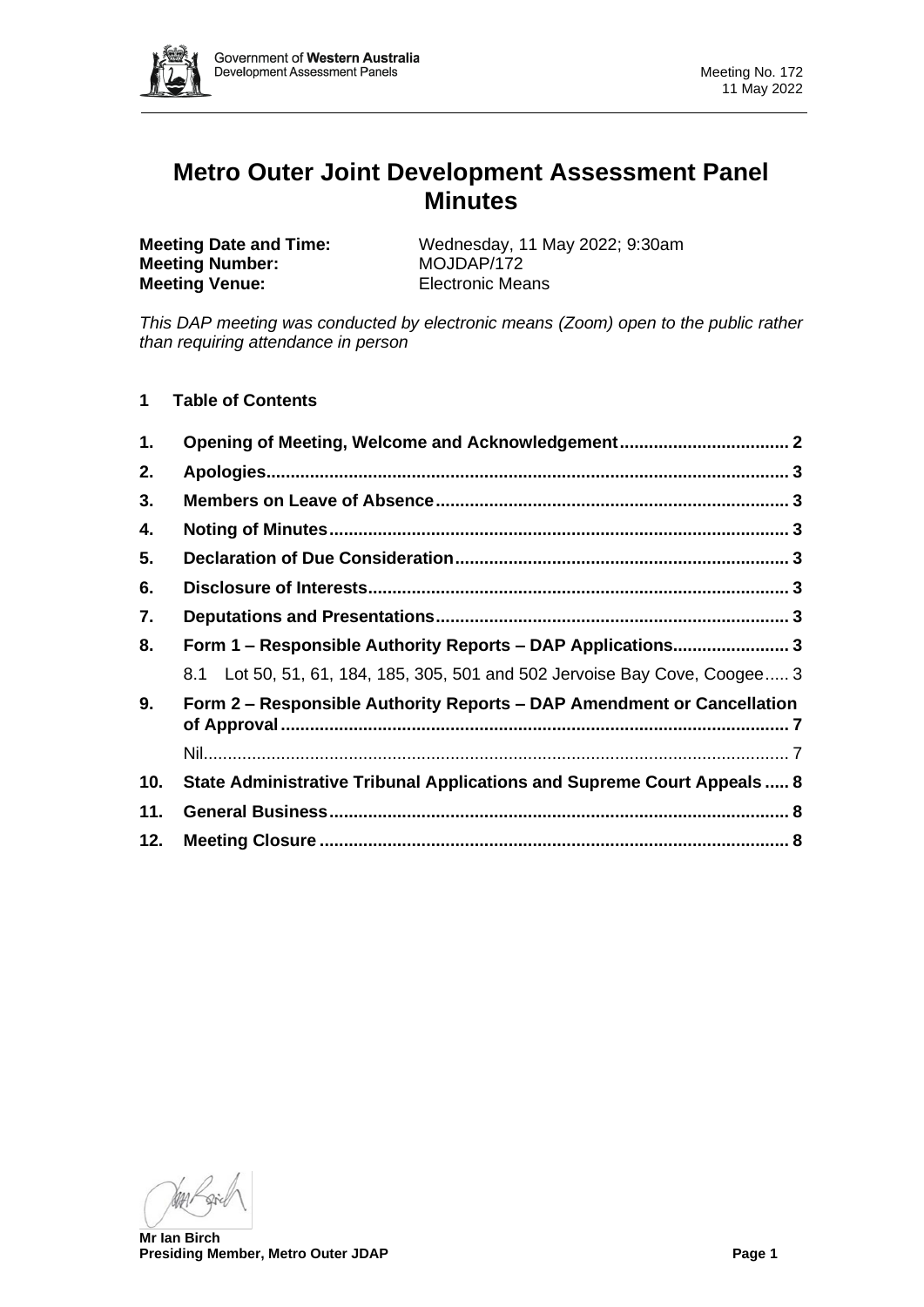# Metro Outer Joint Development Assessment Panel Minutes

**Meeting Date and Time:** Wednesday, 11 May 2022; 9:30am
**Meeting Number:** MOJDAP/172
**Meeting Venue:** Electronic Means

*This DAP meeting was conducted by electronic means (Zoom) open to the public rather than requiring attendance in person*

**1 Table of Contents**

| | | |
|---|---|---|
| **1.** | **Opening of Meeting, Welcome and Acknowledgement** | **2** |
| **2.** | **Apologies** | **3** |
| **3.** | **Members on Leave of Absence** | **3** |
| **4.** | **Noting of Minutes** | **3** |
| **5.** | **Declaration of Due Consideration** | **3** |
| **6.** | **Disclosure of Interests** | **3** |
| **7.** | **Deputations and Presentations** | **3** |
| **8.** | **Form 1 – Responsible Authority Reports – DAP Applications** | **3** |
| | 8.1 Lot 50, 51, 61, 184, 185, 305, 501 and 502 Jervoise Bay Cove, Coogee | 3 |
| **9.** | **Form 2 – Responsible Authority Reports – DAP Amendment or Cancellation of Approval** | **7** |
| | Nil | 7 |
| **10.** | **State Administrative Tribunal Applications and Supreme Court Appeals** | **8** |
| **11.** | **General Business** | **8** |
| **12.** | **Meeting Closure** | **8** |

**Mr Ian Birch**
**Presiding Member, Metro Outer JDAP**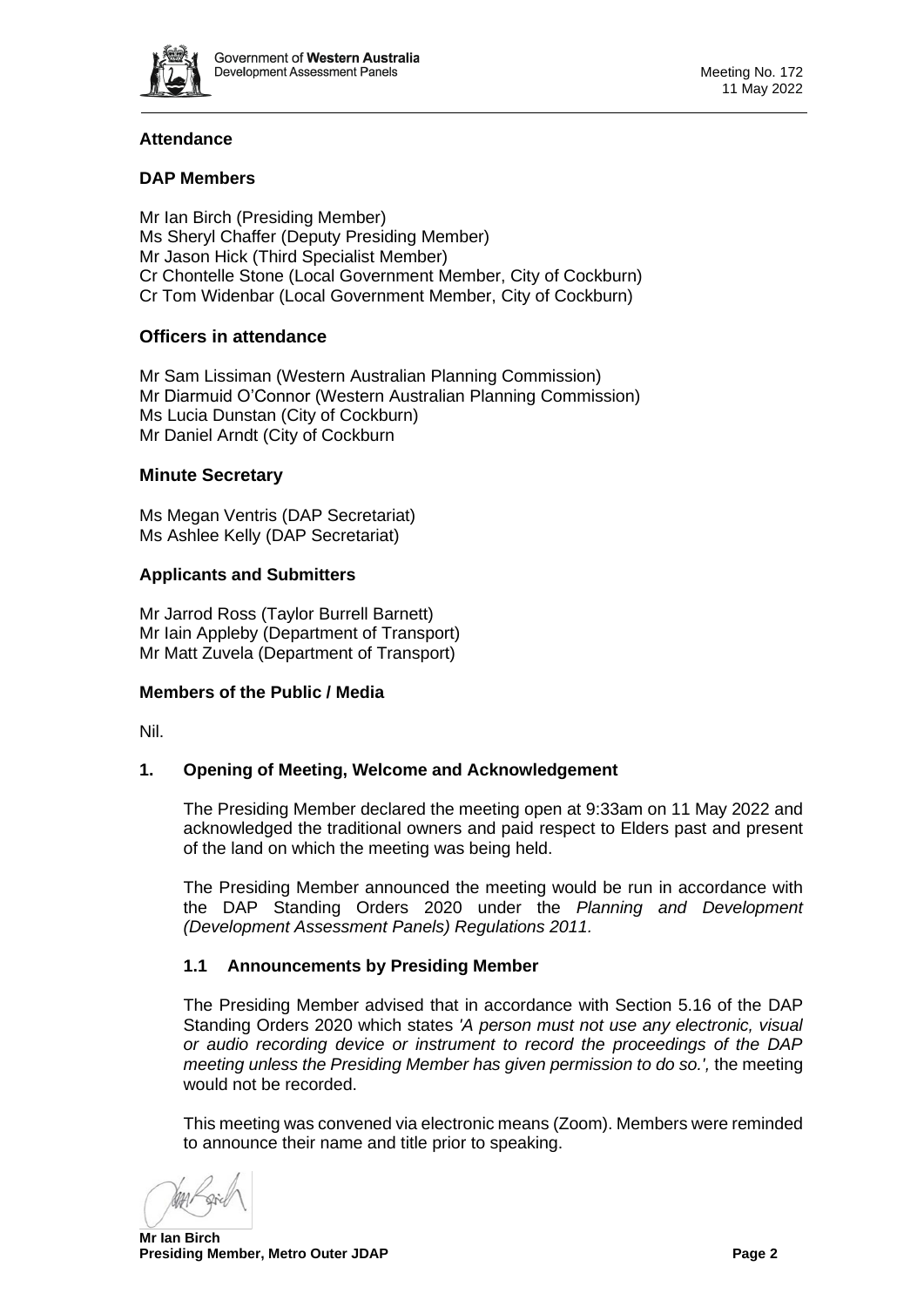**Attendance**

**DAP Members**

Mr Ian Birch (Presiding Member)
Ms Sheryl Chaffer (Deputy Presiding Member)
Mr Jason Hick (Third Specialist Member)
Cr Chontelle Stone (Local Government Member, City of Cockburn)
Cr Tom Widenbar (Local Government Member, City of Cockburn)

**Officers in attendance**

Mr Sam Lissiman (Western Australian Planning Commission)
Mr Diarmuid O'Connor (Western Australian Planning Commission)
Ms Lucia Dunstan (City of Cockburn)
Mr Daniel Arndt (City of Cockburn

**Minute Secretary**

Ms Megan Ventris (DAP Secretariat)
Ms Ashlee Kelly (DAP Secretariat)

**Applicants and Submitters**

Mr Jarrod Ross (Taylor Burrell Barnett)
Mr Iain Appleby (Department of Transport)
Mr Matt Zuvela (Department of Transport)

**Members of the Public / Media**

Nil.

**1. Opening of Meeting, Welcome and Acknowledgement**

The Presiding Member declared the meeting open at 9:33am on 11 May 2022 and acknowledged the traditional owners and paid respect to Elders past and present of the land on which the meeting was being held.

The Presiding Member announced the meeting would be run in accordance with the DAP Standing Orders 2020 under the *Planning and Development (Development Assessment Panels) Regulations 2011.*

**1.1 Announcements by Presiding Member**

The Presiding Member advised that in accordance with Section 5.16 of the DAP Standing Orders 2020 which states *'A person must not use any electronic, visual or audio recording device or instrument to record the proceedings of the DAP meeting unless the Presiding Member has given permission to do so.',* the meeting would not be recorded.

This meeting was convened via electronic means (Zoom). Members were reminded to announce their name and title prior to speaking.

**Mr Ian Birch**
**Presiding Member, Metro Outer JDAP**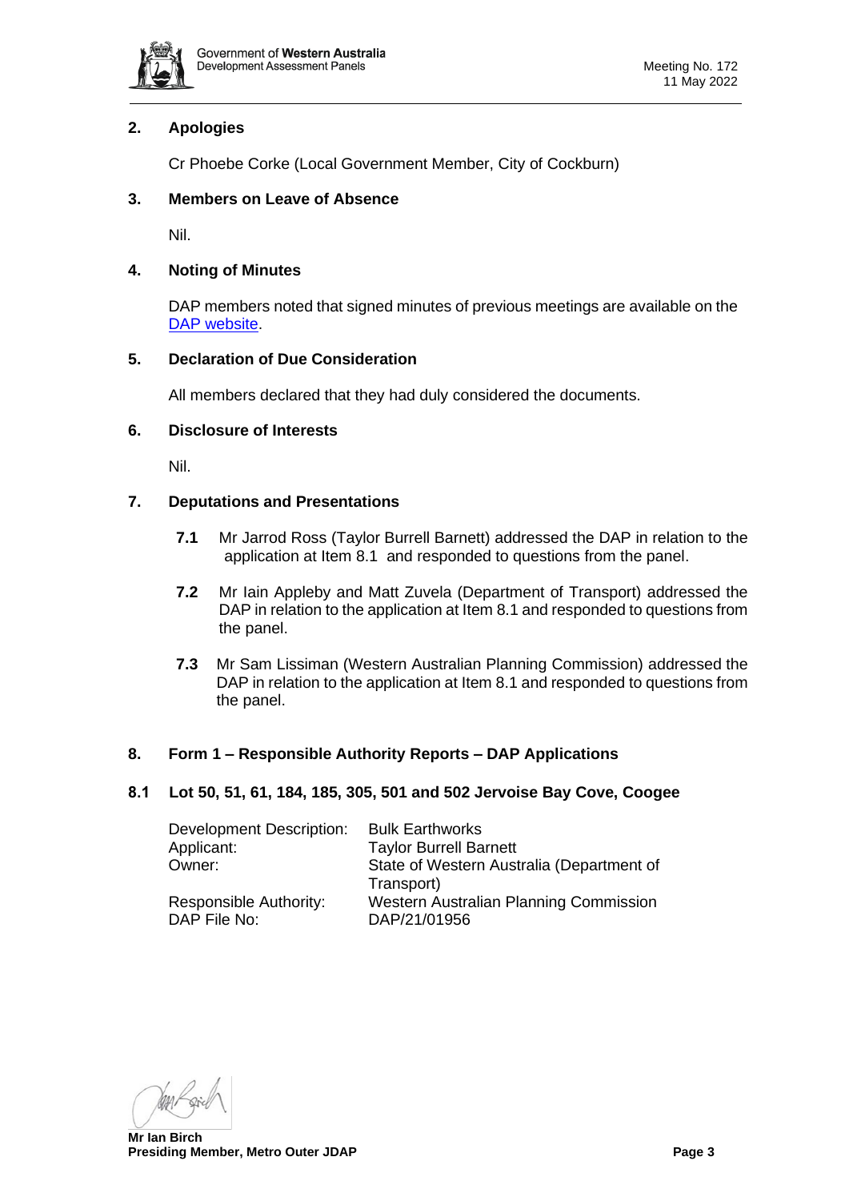## 2. Apologies

Cr Phoebe Corke (Local Government Member, City of Cockburn)

## 3. Members on Leave of Absence

Nil.

## 4. Noting of Minutes

DAP members noted that signed minutes of previous meetings are available on the DAP website.

## 5. Declaration of Due Consideration

All members declared that they had duly considered the documents.

## 6. Disclosure of Interests

Nil.

## 7. Deputations and Presentations

**7.1** Mr Jarrod Ross (Taylor Burrell Barnett) addressed the DAP in relation to the application at Item 8.1 and responded to questions from the panel.

**7.2** Mr Iain Appleby and Matt Zuvela (Department of Transport) addressed the DAP in relation to the application at Item 8.1 and responded to questions from the panel.

**7.3** Mr Sam Lissiman (Western Australian Planning Commission) addressed the DAP in relation to the application at Item 8.1 and responded to questions from the panel.

## 8. Form 1 – Responsible Authority Reports – DAP Applications

### 8.1 Lot 50, 51, 61, 184, 185, 305, 501 and 502 Jervoise Bay Cove, Coogee

| | |
|---|---|
| Development Description: | Bulk Earthworks |
| Applicant: | Taylor Burrell Barnett |
| Owner: | State of Western Australia (Department of Transport) |
| Responsible Authority: | Western Australian Planning Commission |
| DAP File No: | DAP/21/01956 |

**Mr Ian Birch**
**Presiding Member, Metro Outer JDAP**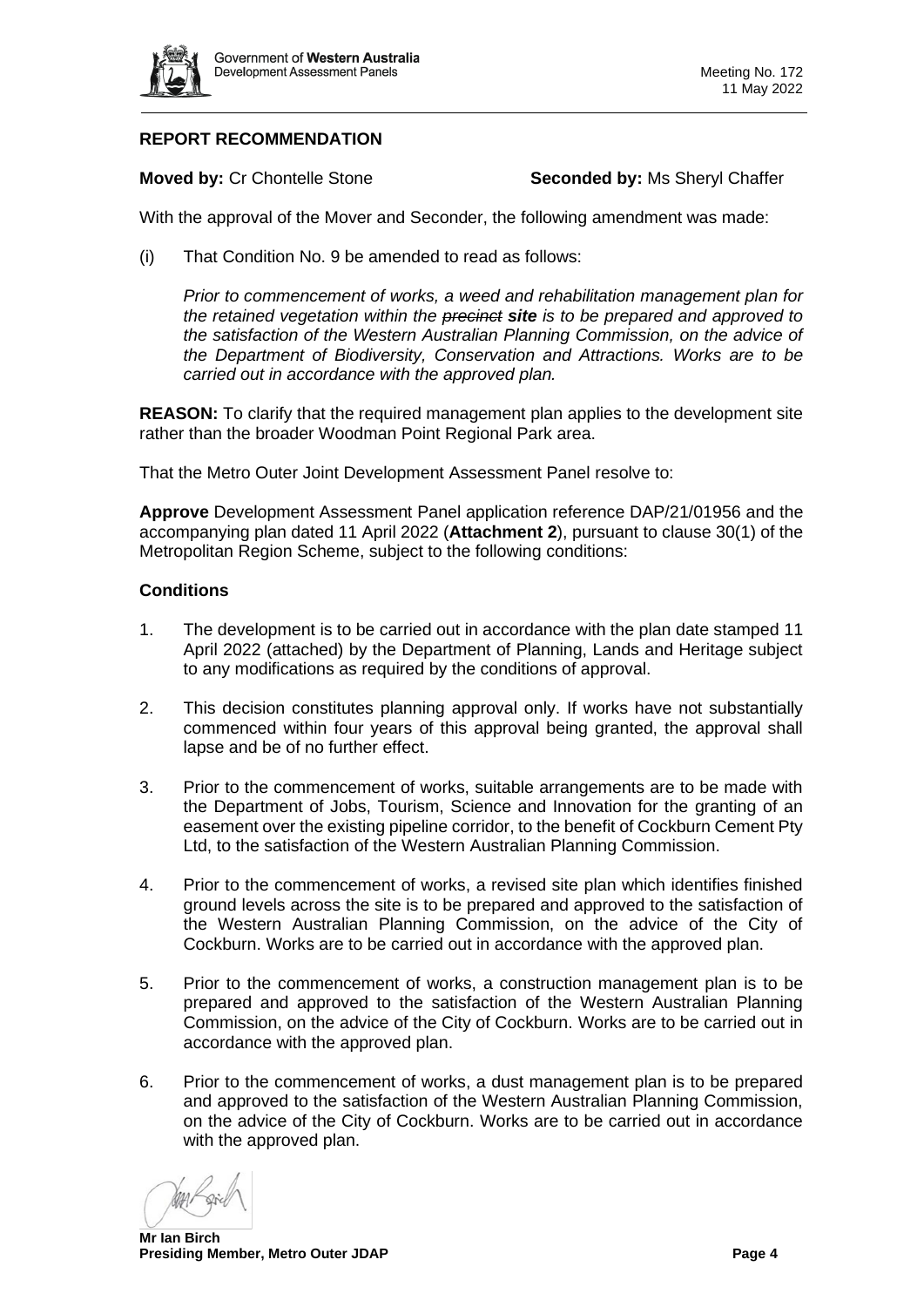### REPORT RECOMMENDATION

**Moved by:** Cr Chontelle Stone **Seconded by:** Ms Sheryl Chaffer

With the approval of the Mover and Seconder, the following amendment was made:

(i) That Condition No. 9 be amended to read as follows:

*Prior to commencement of works, a weed and rehabilitation management plan for the retained vegetation within the ~~precinct~~* ***site*** *is to be prepared and approved to the satisfaction of the Western Australian Planning Commission, on the advice of the Department of Biodiversity, Conservation and Attractions. Works are to be carried out in accordance with the approved plan.*

**REASON:** To clarify that the required management plan applies to the development site rather than the broader Woodman Point Regional Park area.

That the Metro Outer Joint Development Assessment Panel resolve to:

**Approve** Development Assessment Panel application reference DAP/21/01956 and the accompanying plan dated 11 April 2022 (**Attachment 2**), pursuant to clause 30(1) of the Metropolitan Region Scheme, subject to the following conditions:

#### Conditions

1. The development is to be carried out in accordance with the plan date stamped 11 April 2022 (attached) by the Department of Planning, Lands and Heritage subject to any modifications as required by the conditions of approval.

2. This decision constitutes planning approval only. If works have not substantially commenced within four years of this approval being granted, the approval shall lapse and be of no further effect.

3. Prior to the commencement of works, suitable arrangements are to be made with the Department of Jobs, Tourism, Science and Innovation for the granting of an easement over the existing pipeline corridor, to the benefit of Cockburn Cement Pty Ltd, to the satisfaction of the Western Australian Planning Commission.

4. Prior to the commencement of works, a revised site plan which identifies finished ground levels across the site is to be prepared and approved to the satisfaction of the Western Australian Planning Commission, on the advice of the City of Cockburn. Works are to be carried out in accordance with the approved plan.

5. Prior to the commencement of works, a construction management plan is to be prepared and approved to the satisfaction of the Western Australian Planning Commission, on the advice of the City of Cockburn. Works are to be carried out in accordance with the approved plan.

6. Prior to the commencement of works, a dust management plan is to be prepared and approved to the satisfaction of the Western Australian Planning Commission, on the advice of the City of Cockburn. Works are to be carried out in accordance with the approved plan.

**Mr Ian Birch**
**Presiding Member, Metro Outer JDAP**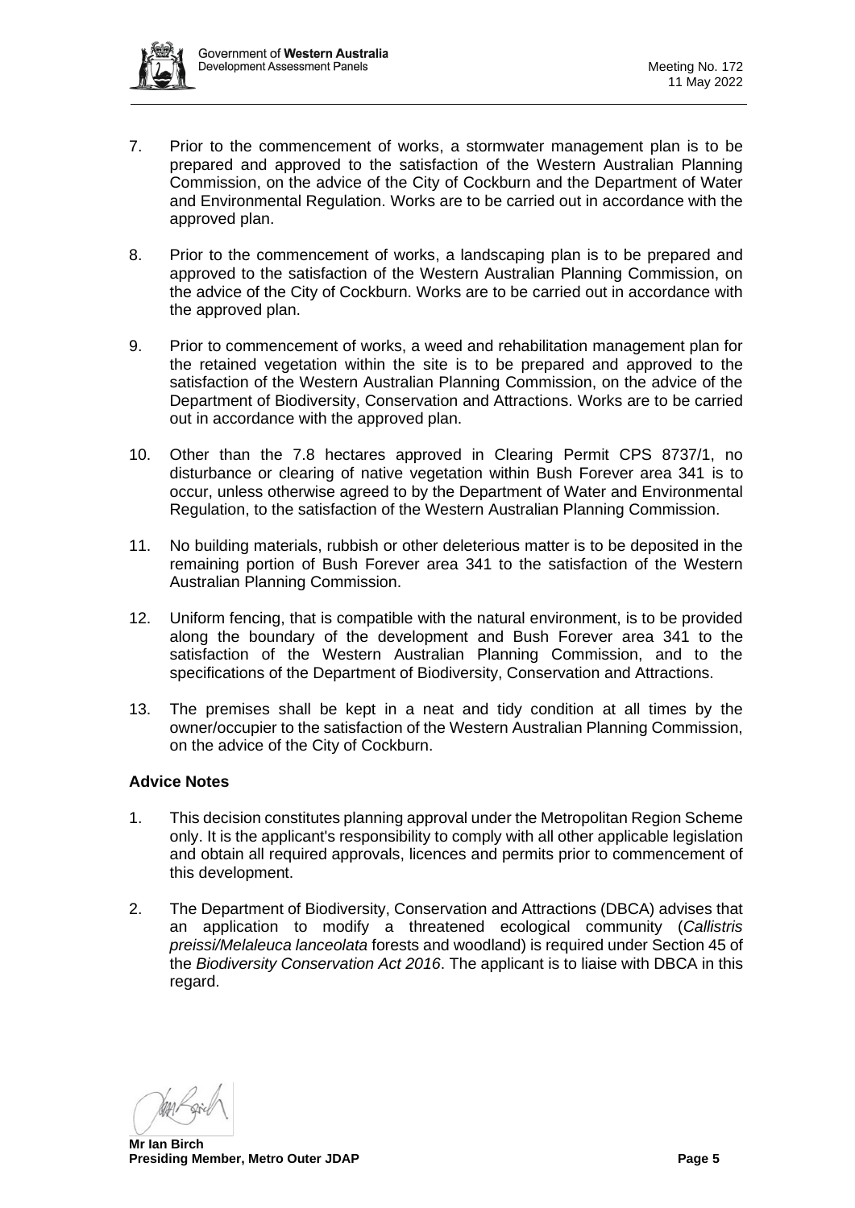7. Prior to the commencement of works, a stormwater management plan is to be prepared and approved to the satisfaction of the Western Australian Planning Commission, on the advice of the City of Cockburn and the Department of Water and Environmental Regulation. Works are to be carried out in accordance with the approved plan.

8. Prior to the commencement of works, a landscaping plan is to be prepared and approved to the satisfaction of the Western Australian Planning Commission, on the advice of the City of Cockburn. Works are to be carried out in accordance with the approved plan.

9. Prior to commencement of works, a weed and rehabilitation management plan for the retained vegetation within the site is to be prepared and approved to the satisfaction of the Western Australian Planning Commission, on the advice of the Department of Biodiversity, Conservation and Attractions. Works are to be carried out in accordance with the approved plan.

10. Other than the 7.8 hectares approved in Clearing Permit CPS 8737/1, no disturbance or clearing of native vegetation within Bush Forever area 341 is to occur, unless otherwise agreed to by the Department of Water and Environmental Regulation, to the satisfaction of the Western Australian Planning Commission.

11. No building materials, rubbish or other deleterious matter is to be deposited in the remaining portion of Bush Forever area 341 to the satisfaction of the Western Australian Planning Commission.

12. Uniform fencing, that is compatible with the natural environment, is to be provided along the boundary of the development and Bush Forever area 341 to the satisfaction of the Western Australian Planning Commission, and to the specifications of the Department of Biodiversity, Conservation and Attractions.

13. The premises shall be kept in a neat and tidy condition at all times by the owner/occupier to the satisfaction of the Western Australian Planning Commission, on the advice of the City of Cockburn.

**Advice Notes**

1. This decision constitutes planning approval under the Metropolitan Region Scheme only. It is the applicant's responsibility to comply with all other applicable legislation and obtain all required approvals, licences and permits prior to commencement of this development.

2. The Department of Biodiversity, Conservation and Attractions (DBCA) advises that an application to modify a threatened ecological community (*Callistris preissi/Melaleuca lanceolata* forests and woodland) is required under Section 45 of the *Biodiversity Conservation Act 2016*. The applicant is to liaise with DBCA in this regard.

**Mr Ian Birch**
**Presiding Member, Metro Outer JDAP**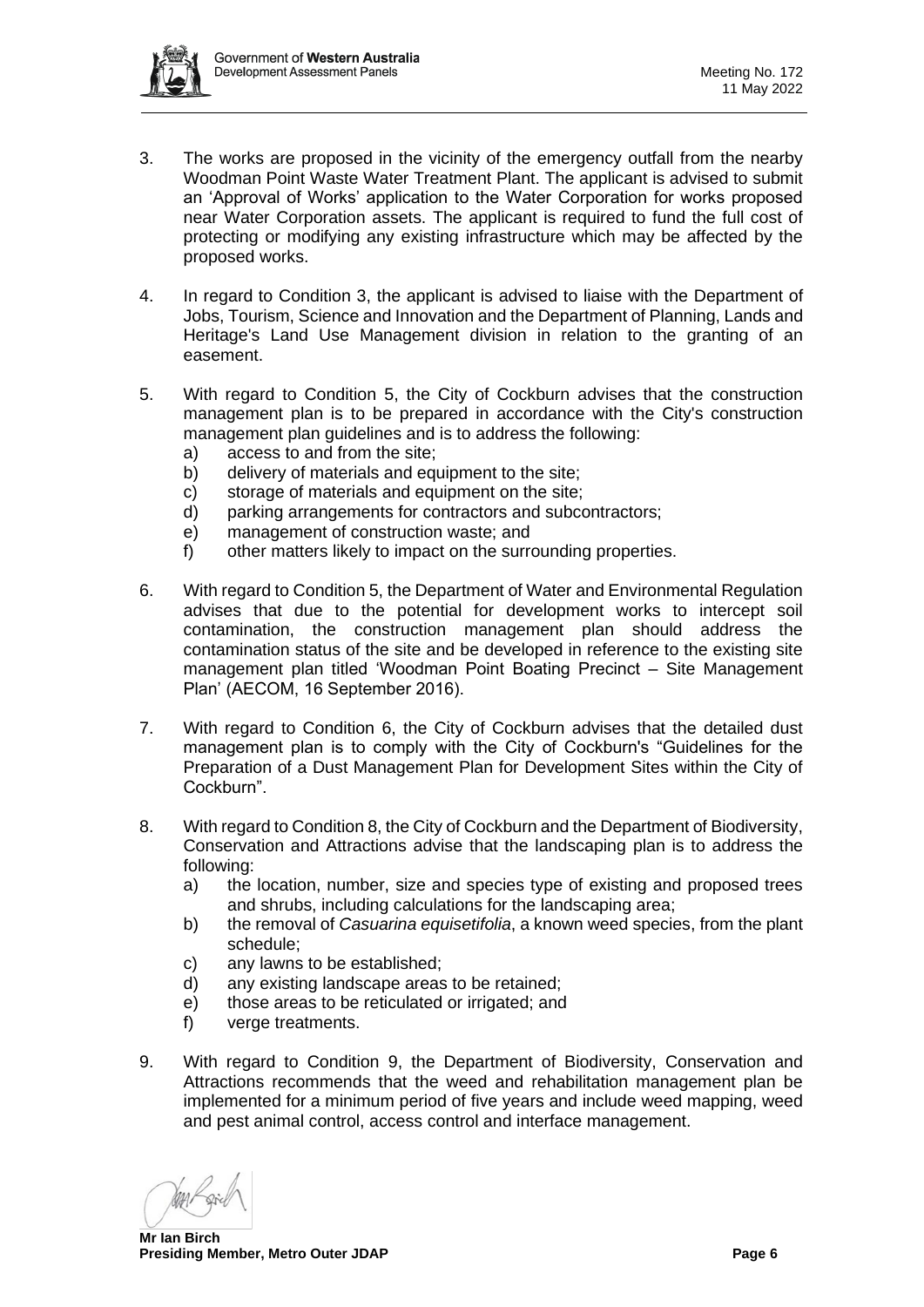3. The works are proposed in the vicinity of the emergency outfall from the nearby Woodman Point Waste Water Treatment Plant. The applicant is advised to submit an 'Approval of Works' application to the Water Corporation for works proposed near Water Corporation assets. The applicant is required to fund the full cost of protecting or modifying any existing infrastructure which may be affected by the proposed works.

4. In regard to Condition 3, the applicant is advised to liaise with the Department of Jobs, Tourism, Science and Innovation and the Department of Planning, Lands and Heritage's Land Use Management division in relation to the granting of an easement.

5. With regard to Condition 5, the City of Cockburn advises that the construction management plan is to be prepared in accordance with the City's construction management plan guidelines and is to address the following:
   a) access to and from the site;
   b) delivery of materials and equipment to the site;
   c) storage of materials and equipment on the site;
   d) parking arrangements for contractors and subcontractors;
   e) management of construction waste; and
   f) other matters likely to impact on the surrounding properties.

6. With regard to Condition 5, the Department of Water and Environmental Regulation advises that due to the potential for development works to intercept soil contamination, the construction management plan should address the contamination status of the site and be developed in reference to the existing site management plan titled 'Woodman Point Boating Precinct – Site Management Plan' (AECOM, 16 September 2016).

7. With regard to Condition 6, the City of Cockburn advises that the detailed dust management plan is to comply with the City of Cockburn's "Guidelines for the Preparation of a Dust Management Plan for Development Sites within the City of Cockburn".

8. With regard to Condition 8, the City of Cockburn and the Department of Biodiversity, Conservation and Attractions advise that the landscaping plan is to address the following:
   a) the location, number, size and species type of existing and proposed trees and shrubs, including calculations for the landscaping area;
   b) the removal of *Casuarina equisetifolia*, a known weed species, from the plant schedule;
   c) any lawns to be established;
   d) any existing landscape areas to be retained;
   e) those areas to be reticulated or irrigated; and
   f) verge treatments.

9. With regard to Condition 9, the Department of Biodiversity, Conservation and Attractions recommends that the weed and rehabilitation management plan be implemented for a minimum period of five years and include weed mapping, weed and pest animal control, access control and interface management.

**Mr Ian Birch**
**Presiding Member, Metro Outer JDAP**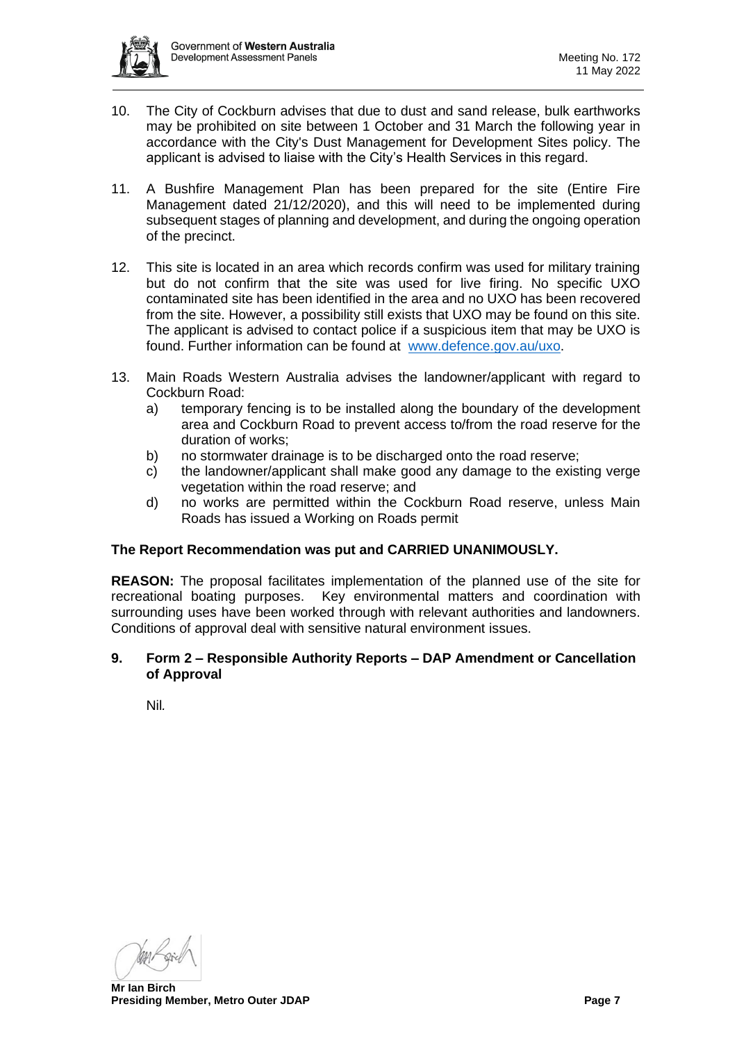10. The City of Cockburn advises that due to dust and sand release, bulk earthworks may be prohibited on site between 1 October and 31 March the following year in accordance with the City's Dust Management for Development Sites policy. The applicant is advised to liaise with the City's Health Services in this regard.

11. A Bushfire Management Plan has been prepared for the site (Entire Fire Management dated 21/12/2020), and this will need to be implemented during subsequent stages of planning and development, and during the ongoing operation of the precinct.

12. This site is located in an area which records confirm was used for military training but do not confirm that the site was used for live firing. No specific UXO contaminated site has been identified in the area and no UXO has been recovered from the site. However, a possibility still exists that UXO may be found on this site. The applicant is advised to contact police if a suspicious item that may be UXO is found. Further information can be found at www.defence.gov.au/uxo.

13. Main Roads Western Australia advises the landowner/applicant with regard to Cockburn Road:
    a) temporary fencing is to be installed along the boundary of the development area and Cockburn Road to prevent access to/from the road reserve for the duration of works;
    b) no stormwater drainage is to be discharged onto the road reserve;
    c) the landowner/applicant shall make good any damage to the existing verge vegetation within the road reserve; and
    d) no works are permitted within the Cockburn Road reserve, unless Main Roads has issued a Working on Roads permit

**The Report Recommendation was put and CARRIED UNANIMOUSLY.**

**REASON:** The proposal facilitates implementation of the planned use of the site for recreational boating purposes. Key environmental matters and coordination with surrounding uses have been worked through with relevant authorities and landowners. Conditions of approval deal with sensitive natural environment issues.

## 9. Form 2 – Responsible Authority Reports – DAP Amendment or Cancellation of Approval

Nil.

**Mr Ian Birch**
**Presiding Member, Metro Outer JDAP**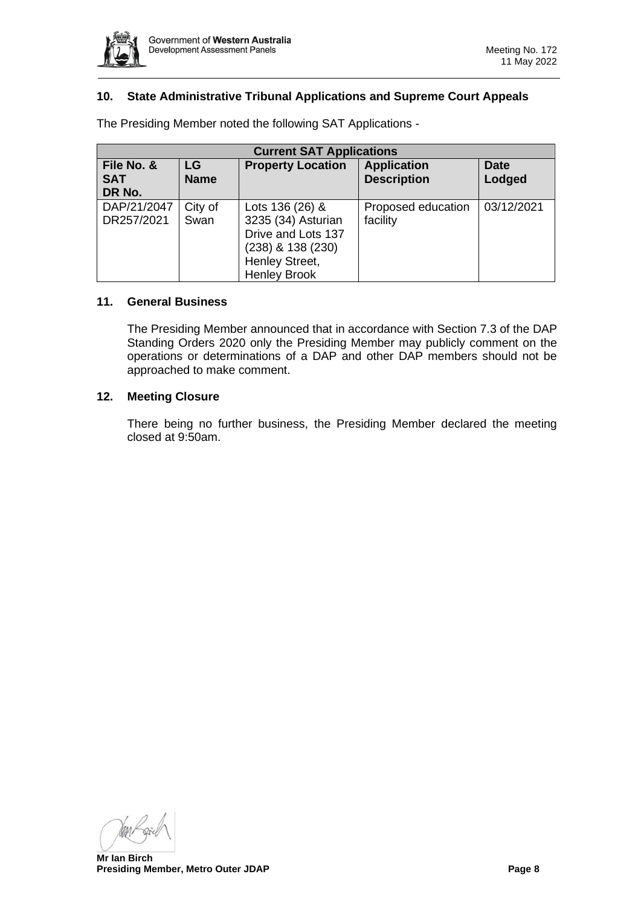## 10. State Administrative Tribunal Applications and Supreme Court Appeals

The Presiding Member noted the following SAT Applications -

| Current SAT Applications | | | | |
|---|---|---|---|---|
| **File No. & SAT DR No.** | **LG Name** | **Property Location** | **Application Description** | **Date Lodged** |
| DAP/21/2047 DR257/2021 | City of Swan | Lots 136 (26) & 3235 (34) Asturian Drive and Lots 137 (238) & 138 (230) Henley Street, Henley Brook | Proposed education facility | 03/12/2021 |

## 11. General Business

The Presiding Member announced that in accordance with Section 7.3 of the DAP Standing Orders 2020 only the Presiding Member may publicly comment on the operations or determinations of a DAP and other DAP members should not be approached to make comment.

## 12. Meeting Closure

There being no further business, the Presiding Member declared the meeting closed at 9:50am.

**Mr Ian Birch**
**Presiding Member, Metro Outer JDAP**